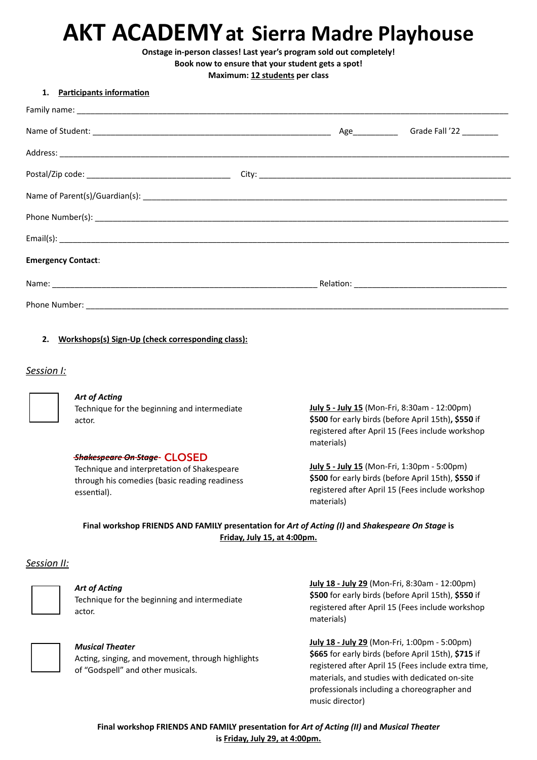// AKT ACADEMY at Sierra Madre Playhouse

**Onstage in-person classes! Last year's program sold out completely!**
**Book now to ensure that your student gets a spot!**
**Maximum: 12 students per class**

## 1. Participants information

Family name: ____________________________________________

Name of Student: ______________________________ Age__________ Grade Fall '22 ________

Address: ____________________________________________

Postal/Zip code: ______________________ City: ______________________

Name of Parent(s)/Guardian(s): ____________________________________________

Phone Number(s): ____________________________________________

Email(s): ____________________________________________

**Emergency Contact**:

Name: ______________________________ Relation: ______________________

Phone Number: ____________________________________________

## 2. Workshops(s) Sign-Up (check corresponding class):

### *Session I:*

☐ ***Art of Acting***
Technique for the beginning and intermediate actor.

**July 5 - July 15** (Mon-Fri, 8:30am - 12:00pm)
**$500** for early birds (before April 15th)**, $550** if registered after April 15 (Fees include workshop materials)

~~***Shakespeare On Stage***~~ CLOSED
Technique and interpretation of Shakespeare through his comedies (basic reading readiness essential).

**July 5 - July 15** (Mon-Fri, 1:30pm - 5:00pm)
**$500** for early birds (before April 15th), **$550** if registered after April 15 (Fees include workshop materials)

**Final workshop FRIENDS AND FAMILY presentation for *Art of Acting (I)* and *Shakespeare On Stage* is Friday, July 15, at 4:00pm.**

### *Session II:*

☐ ***Art of Acting***
Technique for the beginning and intermediate actor.

**July 18 - July 29** (Mon-Fri, 8:30am - 12:00pm)
**$500** for early birds (before April 15th), **$550** if registered after April 15 (Fees include workshop materials)

☐ ***Musical Theater***
Acting, singing, and movement, through highlights of "Godspell" and other musicals.

**July 18 - July 29** (Mon-Fri, 1:00pm - 5:00pm)
**$665** for early birds (before April 15th), **$715** if registered after April 15 (Fees include extra time, materials, and studies with dedicated on-site professionals including a choreographer and music director)

**Final workshop FRIENDS AND FAMILY presentation for *Art of Acting (II)* and *Musical Theater* is Friday, July 29, at 4:00pm.**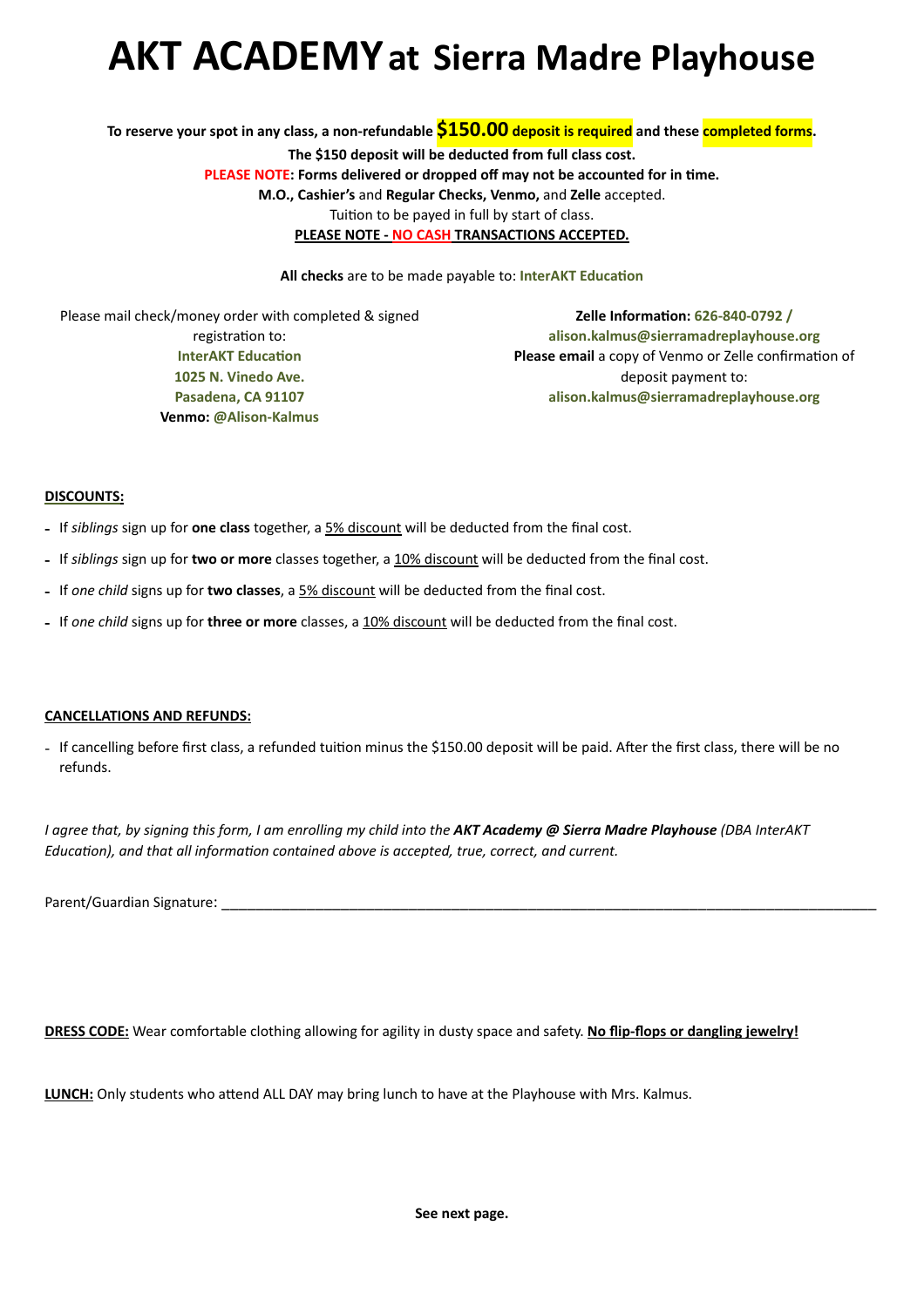# AKT ACADEMY at Sierra Madre Playhouse

**To reserve your spot in any class, a non-refundable $150.00 deposit is required and these completed forms.**

**The $150 deposit will be deducted from full class cost.**

**PLEASE NOTE: Forms delivered or dropped off may not be accounted for in time.**

**M.O., Cashier's** and **Regular Checks, Venmo,** and **Zelle** accepted.

Tuition to be payed in full by start of class.

**PLEASE NOTE - NO CASH TRANSACTIONS ACCEPTED.**

**All checks** are to be made payable to: **InterAKT Education**

Please mail check/money order with completed & signed registration to:
**InterAKT Education**
**1025 N. Vinedo Ave.**
**Pasadena, CA 91107**
**Venmo: @Alison-Kalmus**

**Zelle Information: 626-840-0792 / alison.kalmus@sierramadreplayhouse.org**
**Please email** a copy of Venmo or Zelle confirmation of deposit payment to:
**alison.kalmus@sierramadreplayhouse.org**

**DISCOUNTS:**

- If *siblings* sign up for **one class** together, a 5% discount will be deducted from the final cost.
- If *siblings* sign up for **two or more** classes together, a 10% discount will be deducted from the final cost.
- If *one child* signs up for **two classes**, a 5% discount will be deducted from the final cost.
- If *one child* signs up for **three or more** classes, a 10% discount will be deducted from the final cost.

**CANCELLATIONS AND REFUNDS:**

- If cancelling before first class, a refunded tuition minus the $150.00 deposit will be paid. After the first class, there will be no refunds.

*I agree that, by signing this form, I am enrolling my child into the **AKT Academy @ Sierra Madre Playhouse** (DBA InterAKT Education), and that all information contained above is accepted, true, correct, and current.*

Parent/Guardian Signature: ______________________________________________________________________

**DRESS CODE:** Wear comfortable clothing allowing for agility in dusty space and safety. **No flip-flops or dangling jewelry!**

**LUNCH:** Only students who attend ALL DAY may bring lunch to have at the Playhouse with Mrs. Kalmus.

**See next page.**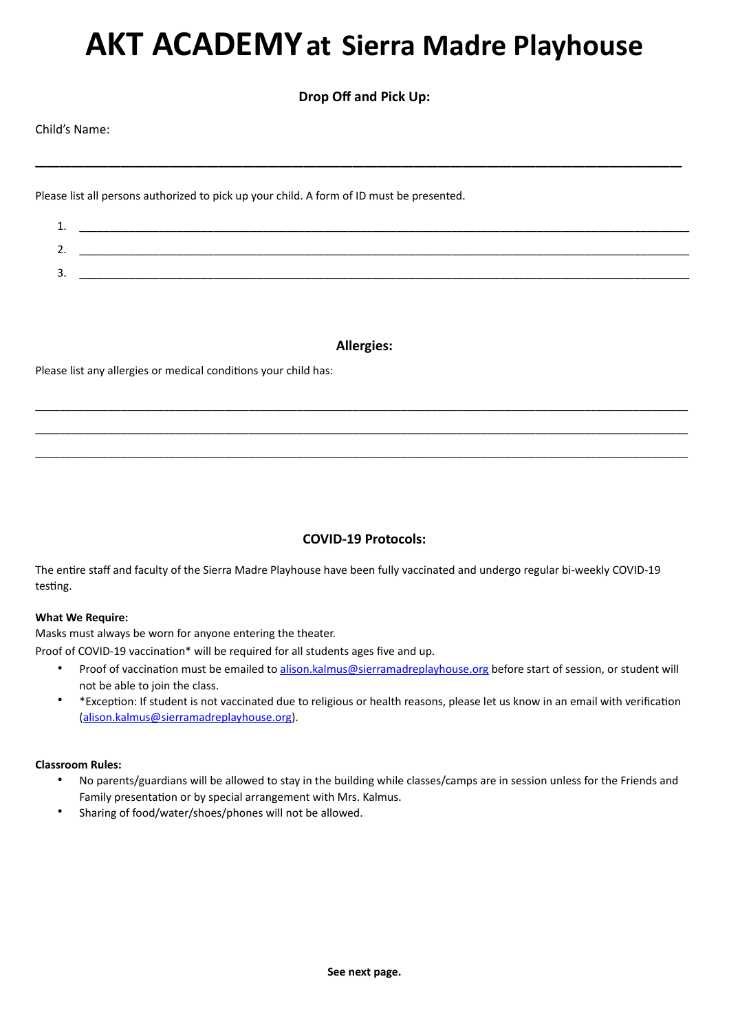# AKT ACADEMY at Sierra Madre Playhouse

**Drop Off and Pick Up:**

Child's Name:

_______________________________________________________________________________

Please list all persons authorized to pick up your child. A form of ID must be presented.

1. ______________________________________________________________________________
2. ______________________________________________________________________________
3. ______________________________________________________________________________

**Allergies:**

Please list any allergies or medical conditions your child has:

_______________________________________________________________________________

_______________________________________________________________________________

_______________________________________________________________________________

**COVID-19 Protocols:**

The entire staff and faculty of the Sierra Madre Playhouse have been fully vaccinated and undergo regular bi-weekly COVID-19 testing.

**What We Require:**

Masks must always be worn for anyone entering the theater.

Proof of COVID-19 vaccination* will be required for all students ages five and up.

- Proof of vaccination must be emailed to alison.kalmus@sierramadreplayhouse.org before start of session, or student will not be able to join the class.
- *Exception: If student is not vaccinated due to religious or health reasons, please let us know in an email with verification (alison.kalmus@sierramadreplayhouse.org).

**Classroom Rules:**

- No parents/guardians will be allowed to stay in the building while classes/camps are in session unless for the Friends and Family presentation or by special arrangement with Mrs. Kalmus.
- Sharing of food/water/shoes/phones will not be allowed.

**See next page.**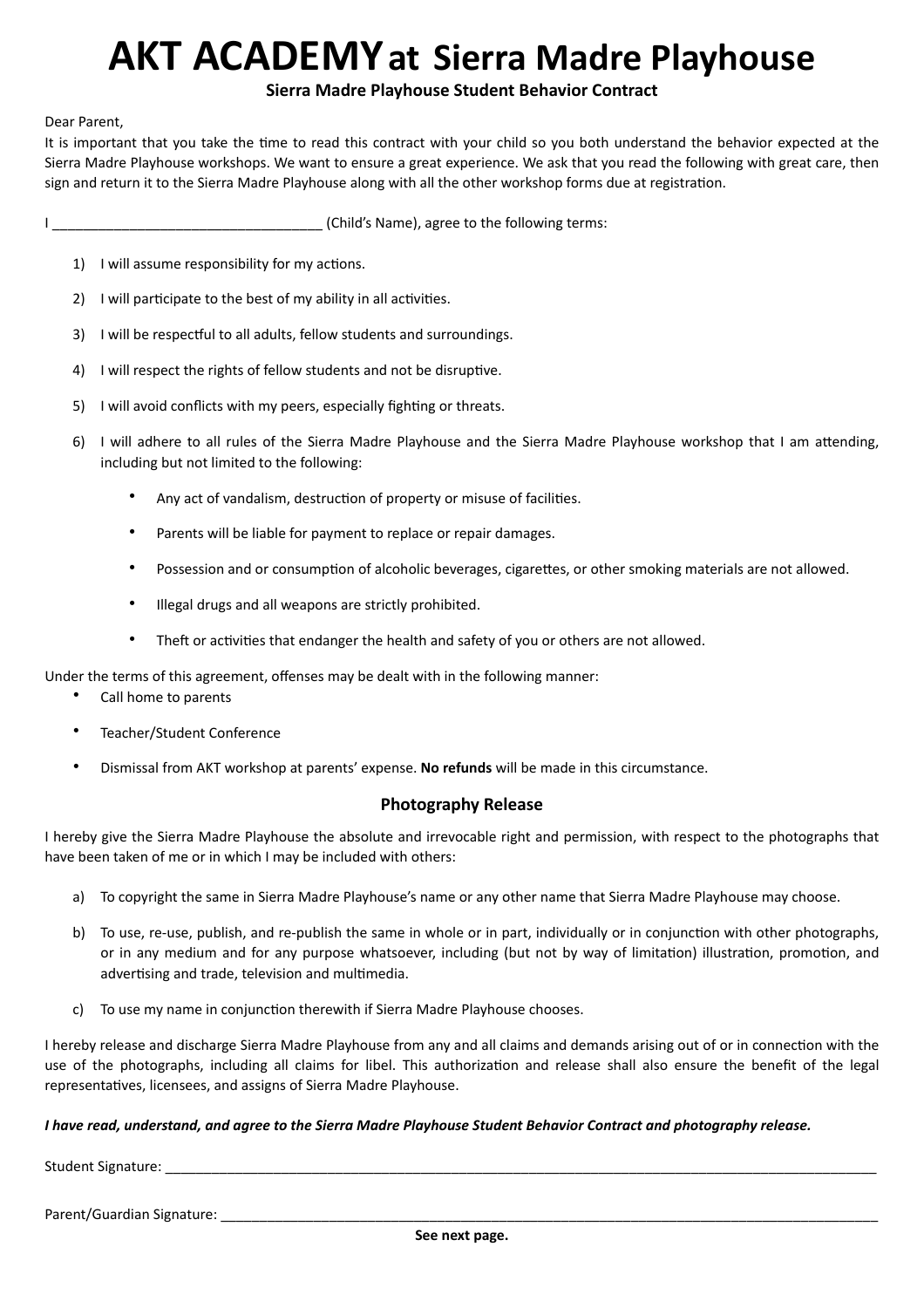# AKT ACADEMY at Sierra Madre Playhouse

**Sierra Madre Playhouse Student Behavior Contract**

Dear Parent,

It is important that you take the time to read this contract with your child so you both understand the behavior expected at the Sierra Madre Playhouse workshops. We want to ensure a great experience. We ask that you read the following with great care, then sign and return it to the Sierra Madre Playhouse along with all the other workshop forms due at registration.

I __________________________________ (Child's Name), agree to the following terms:

1) I will assume responsibility for my actions.
2) I will participate to the best of my ability in all activities.
3) I will be respectful to all adults, fellow students and surroundings.
4) I will respect the rights of fellow students and not be disruptive.
5) I will avoid conflicts with my peers, especially fighting or threats.
6) I will adhere to all rules of the Sierra Madre Playhouse and the Sierra Madre Playhouse workshop that I am attending, including but not limited to the following:
   - Any act of vandalism, destruction of property or misuse of facilities.
   - Parents will be liable for payment to replace or repair damages.
   - Possession and or consumption of alcoholic beverages, cigarettes, or other smoking materials are not allowed.
   - Illegal drugs and all weapons are strictly prohibited.
   - Theft or activities that endanger the health and safety of you or others are not allowed.

Under the terms of this agreement, offenses may be dealt with in the following manner:

- Call home to parents
- Teacher/Student Conference
- Dismissal from AKT workshop at parents' expense. **No refunds** will be made in this circumstance.

### Photography Release

I hereby give the Sierra Madre Playhouse the absolute and irrevocable right and permission, with respect to the photographs that have been taken of me or in which I may be included with others:

a) To copyright the same in Sierra Madre Playhouse's name or any other name that Sierra Madre Playhouse may choose.
b) To use, re-use, publish, and re-publish the same in whole or in part, individually or in conjunction with other photographs, or in any medium and for any purpose whatsoever, including (but not by way of limitation) illustration, promotion, and advertising and trade, television and multimedia.
c) To use my name in conjunction therewith if Sierra Madre Playhouse chooses.

I hereby release and discharge Sierra Madre Playhouse from any and all claims and demands arising out of or in connection with the use of the photographs, including all claims for libel. This authorization and release shall also ensure the benefit of the legal representatives, licensees, and assigns of Sierra Madre Playhouse.

***I have read, understand, and agree to the Sierra Madre Playhouse Student Behavior Contract and photography release.***

Student Signature: ____________________________________________________________

Parent/Guardian Signature: ______________________________________________________

**See next page.**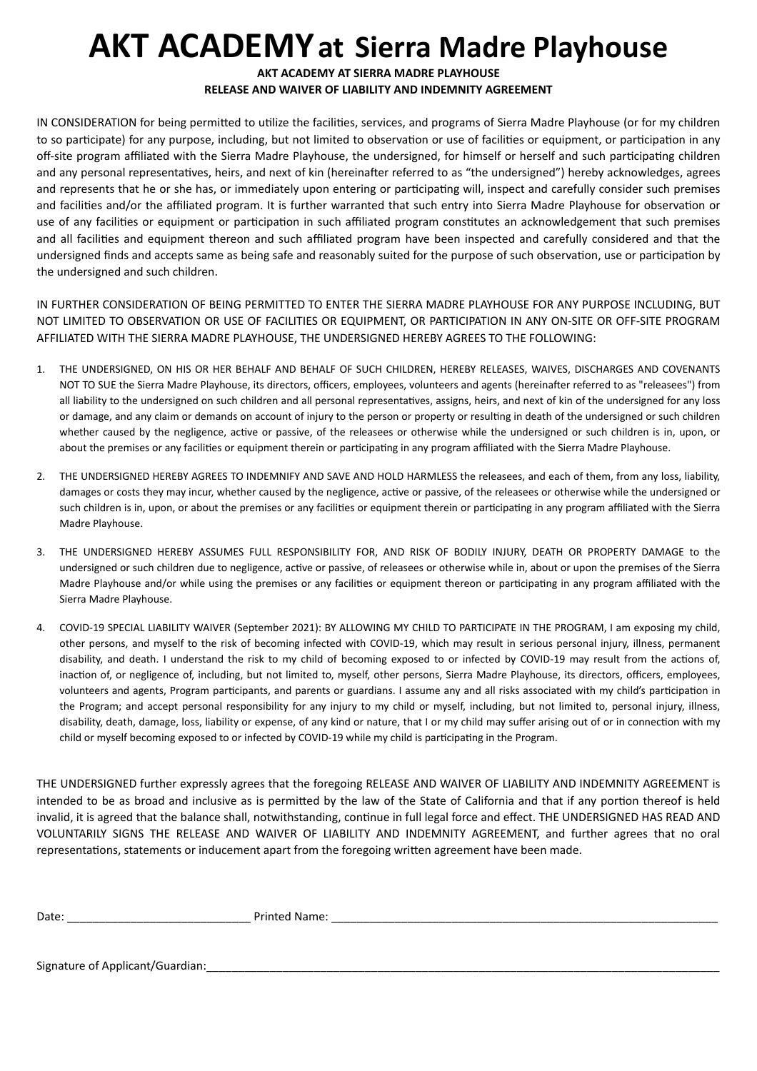# AKT ACADEMY at Sierra Madre Playhouse

**AKT ACADEMY AT SIERRA MADRE PLAYHOUSE**
**RELEASE AND WAIVER OF LIABILITY AND INDEMNITY AGREEMENT**

IN CONSIDERATION for being permitted to utilize the facilities, services, and programs of Sierra Madre Playhouse (or for my children to so participate) for any purpose, including, but not limited to observation or use of facilities or equipment, or participation in any off-site program affiliated with the Sierra Madre Playhouse, the undersigned, for himself or herself and such participating children and any personal representatives, heirs, and next of kin (hereinafter referred to as "the undersigned") hereby acknowledges, agrees and represents that he or she has, or immediately upon entering or participating will, inspect and carefully consider such premises and facilities and/or the affiliated program. It is further warranted that such entry into Sierra Madre Playhouse for observation or use of any facilities or equipment or participation in such affiliated program constitutes an acknowledgement that such premises and all facilities and equipment thereon and such affiliated program have been inspected and carefully considered and that the undersigned finds and accepts same as being safe and reasonably suited for the purpose of such observation, use or participation by the undersigned and such children.

IN FURTHER CONSIDERATION OF BEING PERMITTED TO ENTER THE SIERRA MADRE PLAYHOUSE FOR ANY PURPOSE INCLUDING, BUT NOT LIMITED TO OBSERVATION OR USE OF FACILITIES OR EQUIPMENT, OR PARTICIPATION IN ANY ON-SITE OR OFF-SITE PROGRAM AFFILIATED WITH THE SIERRA MADRE PLAYHOUSE, THE UNDERSIGNED HEREBY AGREES TO THE FOLLOWING:

1. THE UNDERSIGNED, ON HIS OR HER BEHALF AND BEHALF OF SUCH CHILDREN, HEREBY RELEASES, WAIVES, DISCHARGES AND COVENANTS NOT TO SUE the Sierra Madre Playhouse, its directors, officers, employees, volunteers and agents (hereinafter referred to as "releasees") from all liability to the undersigned on such children and all personal representatives, assigns, heirs, and next of kin of the undersigned for any loss or damage, and any claim or demands on account of injury to the person or property or resulting in death of the undersigned or such children whether caused by the negligence, active or passive, of the releasees or otherwise while the undersigned or such children is in, upon, or about the premises or any facilities or equipment therein or participating in any program affiliated with the Sierra Madre Playhouse.

2. THE UNDERSIGNED HEREBY AGREES TO INDEMNIFY AND SAVE AND HOLD HARMLESS the releasees, and each of them, from any loss, liability, damages or costs they may incur, whether caused by the negligence, active or passive, of the releasees or otherwise while the undersigned or such children is in, upon, or about the premises or any facilities or equipment therein or participating in any program affiliated with the Sierra Madre Playhouse.

3. THE UNDERSIGNED HEREBY ASSUMES FULL RESPONSIBILITY FOR, AND RISK OF BODILY INJURY, DEATH OR PROPERTY DAMAGE to the undersigned or such children due to negligence, active or passive, of releasees or otherwise while in, about or upon the premises of the Sierra Madre Playhouse and/or while using the premises or any facilities or equipment thereon or participating in any program affiliated with the Sierra Madre Playhouse.

4. COVID-19 SPECIAL LIABILITY WAIVER (September 2021): BY ALLOWING MY CHILD TO PARTICIPATE IN THE PROGRAM, I am exposing my child, other persons, and myself to the risk of becoming infected with COVID-19, which may result in serious personal injury, illness, permanent disability, and death. I understand the risk to my child of becoming exposed to or infected by COVID-19 may result from the actions of, inaction of, or negligence of, including, but not limited to, myself, other persons, Sierra Madre Playhouse, its directors, officers, employees, volunteers and agents, Program participants, and parents or guardians. I assume any and all risks associated with my child's participation in the Program; and accept personal responsibility for any injury to my child or myself, including, but not limited to, personal injury, illness, disability, death, damage, loss, liability or expense, of any kind or nature, that I or my child may suffer arising out of or in connection with my child or myself becoming exposed to or infected by COVID-19 while my child is participating in the Program.

THE UNDERSIGNED further expressly agrees that the foregoing RELEASE AND WAIVER OF LIABILITY AND INDEMNITY AGREEMENT is intended to be as broad and inclusive as is permitted by the law of the State of California and that if any portion thereof is held invalid, it is agreed that the balance shall, notwithstanding, continue in full legal force and effect. THE UNDERSIGNED HAS READ AND VOLUNTARILY SIGNS THE RELEASE AND WAIVER OF LIABILITY AND INDEMNITY AGREEMENT, and further agrees that no oral representations, statements or inducement apart from the foregoing written agreement have been made.

Date: \_\_\_\_\_\_\_\_\_\_\_\_\_\_\_\_\_\_\_\_\_\_\_\_\_\_\_\_ Printed Name: \_\_\_\_\_\_\_\_\_\_\_\_\_\_\_\_\_\_\_\_\_\_\_\_\_\_\_\_\_\_\_\_\_\_\_\_\_\_\_\_\_\_\_\_\_\_\_\_\_\_\_\_\_\_\_\_\_\_

Signature of Applicant/Guardian: \_\_\_\_\_\_\_\_\_\_\_\_\_\_\_\_\_\_\_\_\_\_\_\_\_\_\_\_\_\_\_\_\_\_\_\_\_\_\_\_\_\_\_\_\_\_\_\_\_\_\_\_\_\_\_\_\_\_\_\_\_\_\_\_\_\_\_\_\_\_\_\_\_\_\_\_\_\_